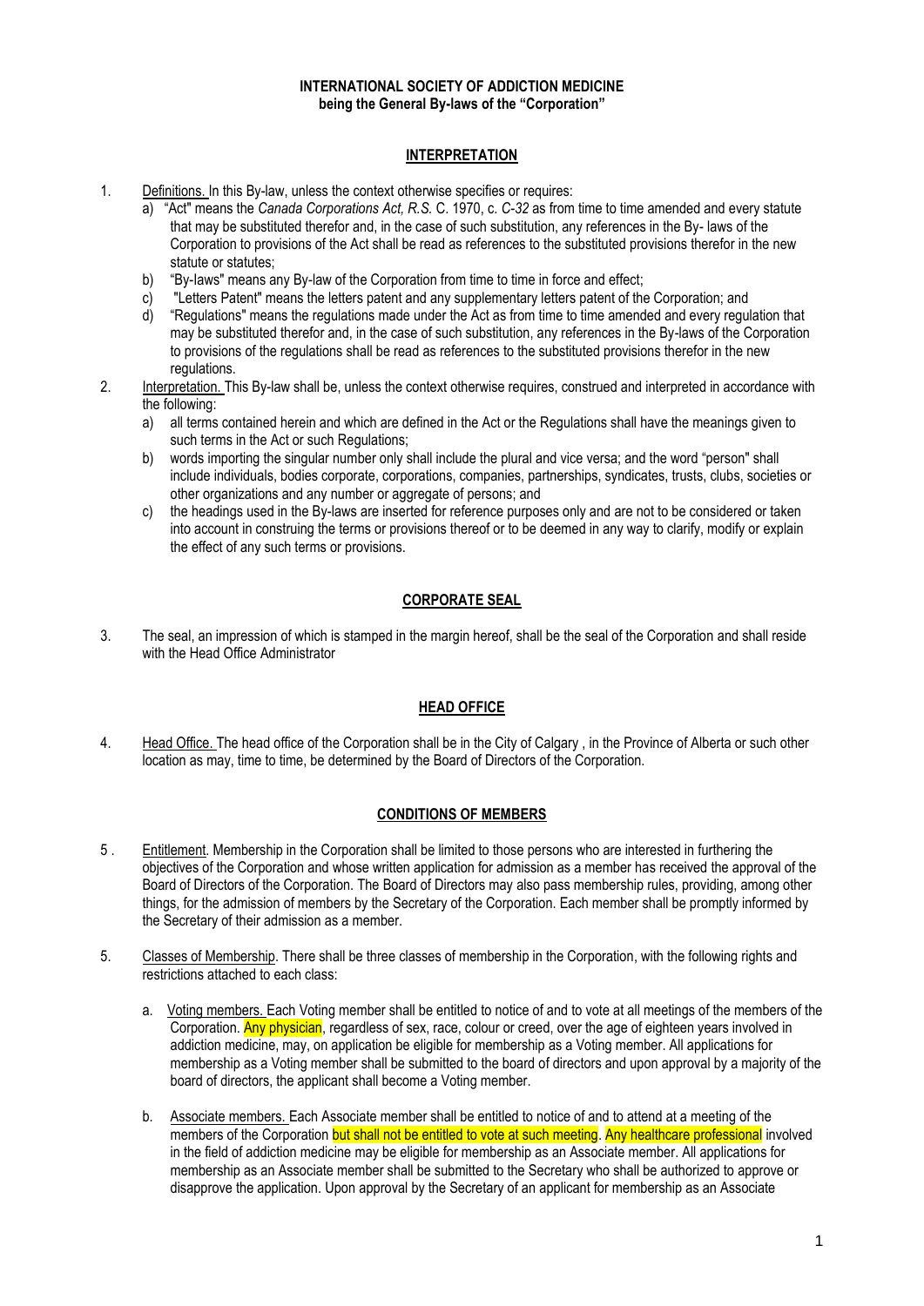**INTERNATIONAL SOCIETY OF ADDICTION MEDICINE**
**being the General By-laws of the "Corporation"**

## INTERPRETATION

1. Definitions. In this By-law, unless the context otherwise specifies or requires:
   a) "Act" means the *Canada Corporations Act, R.S.* C. 1970, c. *C-32* as from time to time amended and every statute that may be substituted therefor and, in the case of such substitution, any references in the By- laws of the Corporation to provisions of the Act shall be read as references to the substituted provisions therefor in the new statute or statutes;
   b) "By-laws" means any By-law of the Corporation from time to time in force and effect;
   c) "Letters Patent" means the letters patent and any supplementary letters patent of the Corporation; and
   d) "Regulations" means the regulations made under the Act as from time to time amended and every regulation that may be substituted therefor and, in the case of such substitution, any references in the By-laws of the Corporation to provisions of the regulations shall be read as references to the substituted provisions therefor in the new regulations.
2. Interpretation. This By-law shall be, unless the context otherwise requires, construed and interpreted in accordance with the following:
   a) all terms contained herein and which are defined in the Act or the Regulations shall have the meanings given to such terms in the Act or such Regulations;
   b) words importing the singular number only shall include the plural and vice versa; and the word "person" shall include individuals, bodies corporate, corporations, companies, partnerships, syndicates, trusts, clubs, societies or other organizations and any number or aggregate of persons; and
   c) the headings used in the By-laws are inserted for reference purposes only and are not to be considered or taken into account in construing the terms or provisions thereof or to be deemed in any way to clarify, modify or explain the effect of any such terms or provisions.

## CORPORATE SEAL

3. The seal, an impression of which is stamped in the margin hereof, shall be the seal of the Corporation and shall reside with the Head Office Administrator

## HEAD OFFICE

4. Head Office. The head office of the Corporation shall be in the City of Calgary , in the Province of Alberta or such other location as may, time to time, be determined by the Board of Directors of the Corporation.

## CONDITIONS OF MEMBERS

5 . Entitlement. Membership in the Corporation shall be limited to those persons who are interested in furthering the objectives of the Corporation and whose written application for admission as a member has received the approval of the Board of Directors of the Corporation. The Board of Directors may also pass membership rules, providing, among other things, for the admission of members by the Secretary of the Corporation. Each member shall be promptly informed by the Secretary of their admission as a member.

5. Classes of Membership. There shall be three classes of membership in the Corporation, with the following rights and restrictions attached to each class:

   a. Voting members. Each Voting member shall be entitled to notice of and to vote at all meetings of the members of the Corporation. Any physician, regardless of sex, race, colour or creed, over the age of eighteen years involved in addiction medicine, may, on application be eligible for membership as a Voting member. All applications for membership as a Voting member shall be submitted to the board of directors and upon approval by a majority of the board of directors, the applicant shall become a Voting member.

   b. Associate members. Each Associate member shall be entitled to notice of and to attend at a meeting of the members of the Corporation but shall not be entitled to vote at such meeting. Any healthcare professional involved in the field of addiction medicine may be eligible for membership as an Associate member. All applications for membership as an Associate member shall be submitted to the Secretary who shall be authorized to approve or disapprove the application. Upon approval by the Secretary of an applicant for membership as an Associate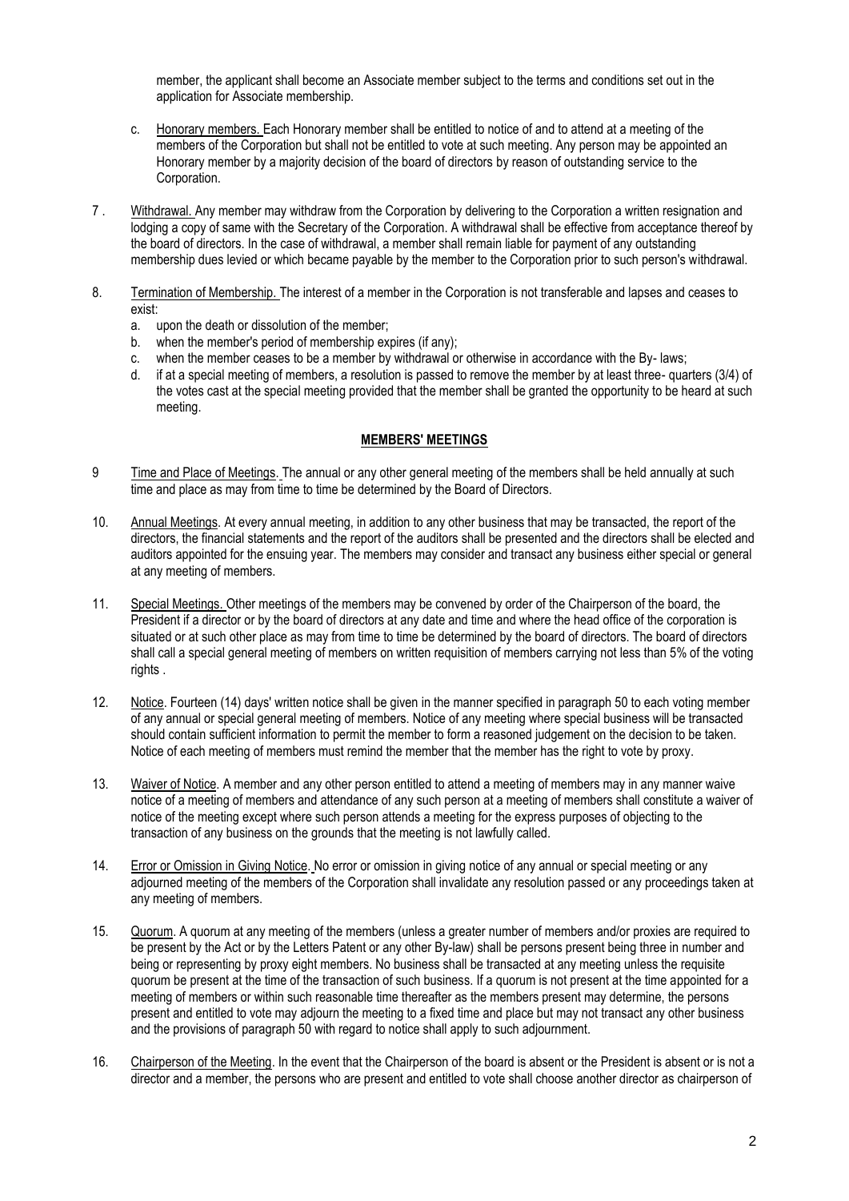member, the applicant shall become an Associate member subject to the terms and conditions set out in the application for Associate membership.

c. Honorary members. Each Honorary member shall be entitled to notice of and to attend at a meeting of the members of the Corporation but shall not be entitled to vote at such meeting. Any person may be appointed an Honorary member by a majority decision of the board of directors by reason of outstanding service to the Corporation.

7 . Withdrawal. Any member may withdraw from the Corporation by delivering to the Corporation a written resignation and lodging a copy of same with the Secretary of the Corporation. A withdrawal shall be effective from acceptance thereof by the board of directors. In the case of withdrawal, a member shall remain liable for payment of any outstanding membership dues levied or which became payable by the member to the Corporation prior to such person's withdrawal.

8. Termination of Membership. The interest of a member in the Corporation is not transferable and lapses and ceases to exist:

a. upon the death or dissolution of the member;
b. when the member's period of membership expires (if any);
c. when the member ceases to be a member by withdrawal or otherwise in accordance with the By- laws;
d. if at a special meeting of members, a resolution is passed to remove the member by at least three- quarters (3/4) of the votes cast at the special meeting provided that the member shall be granted the opportunity to be heard at such meeting.

## MEMBERS' MEETINGS

9 Time and Place of Meetings. The annual or any other general meeting of the members shall be held annually at such time and place as may from time to time be determined by the Board of Directors.

10. Annual Meetings. At every annual meeting, in addition to any other business that may be transacted, the report of the directors, the financial statements and the report of the auditors shall be presented and the directors shall be elected and auditors appointed for the ensuing year. The members may consider and transact any business either special or general at any meeting of members.

11. Special Meetings. Other meetings of the members may be convened by order of the Chairperson of the board, the President if a director or by the board of directors at any date and time and where the head office of the corporation is situated or at such other place as may from time to time be determined by the board of directors. The board of directors shall call a special general meeting of members on written requisition of members carrying not less than 5% of the voting rights .

12. Notice. Fourteen (14) days' written notice shall be given in the manner specified in paragraph 50 to each voting member of any annual or special general meeting of members. Notice of any meeting where special business will be transacted should contain sufficient information to permit the member to form a reasoned judgement on the decision to be taken. Notice of each meeting of members must remind the member that the member has the right to vote by proxy.

13. Waiver of Notice. A member and any other person entitled to attend a meeting of members may in any manner waive notice of a meeting of members and attendance of any such person at a meeting of members shall constitute a waiver of notice of the meeting except where such person attends a meeting for the express purposes of objecting to the transaction of any business on the grounds that the meeting is not lawfully called.

14. Error or Omission in Giving Notice. No error or omission in giving notice of any annual or special meeting or any adjourned meeting of the members of the Corporation shall invalidate any resolution passed or any proceedings taken at any meeting of members.

15. Quorum. A quorum at any meeting of the members (unless a greater number of members and/or proxies are required to be present by the Act or by the Letters Patent or any other By-law) shall be persons present being three in number and being or representing by proxy eight members. No business shall be transacted at any meeting unless the requisite quorum be present at the time of the transaction of such business. If a quorum is not present at the time appointed for a meeting of members or within such reasonable time thereafter as the members present may determine, the persons present and entitled to vote may adjourn the meeting to a fixed time and place but may not transact any other business and the provisions of paragraph 50 with regard to notice shall apply to such adjournment.

16. Chairperson of the Meeting. In the event that the Chairperson of the board is absent or the President is absent or is not a director and a member, the persons who are present and entitled to vote shall choose another director as chairperson of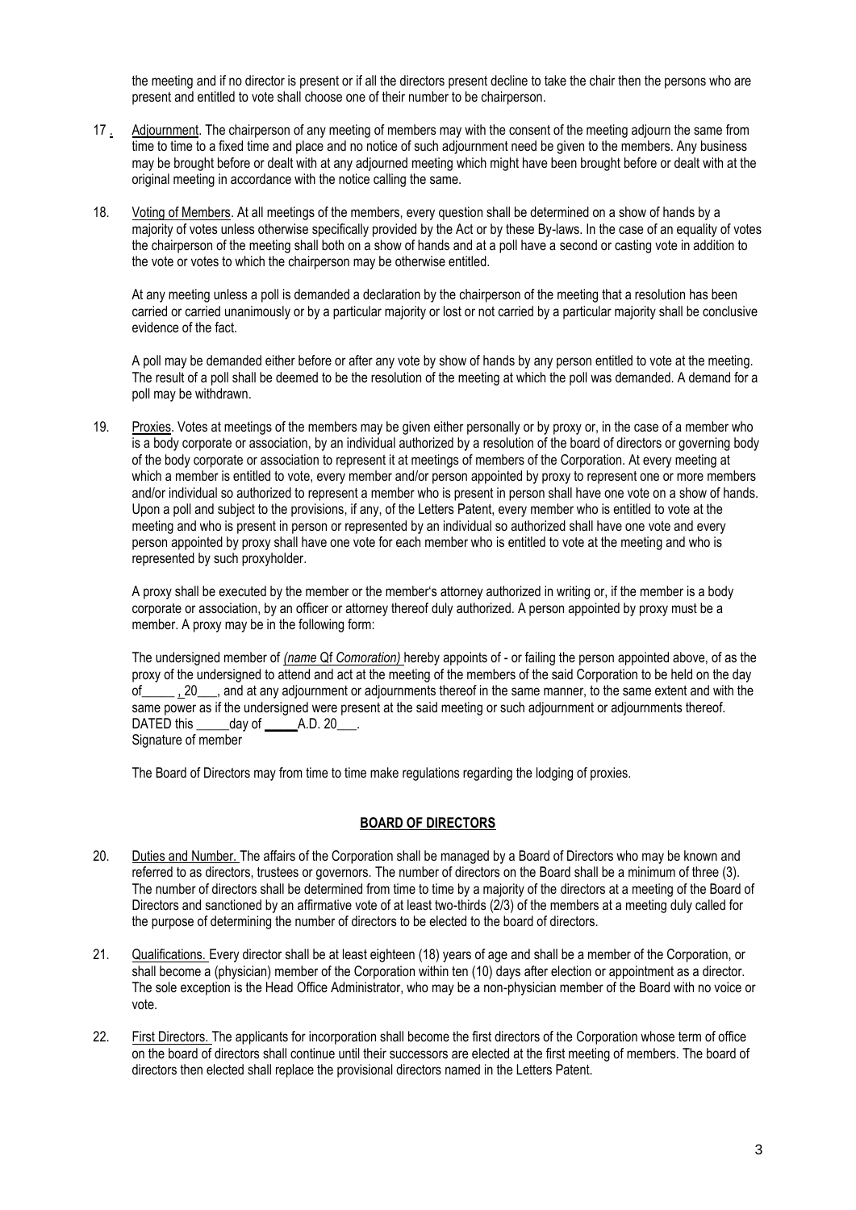the meeting and if no director is present or if all the directors present decline to take the chair then the persons who are present and entitled to vote shall choose one of their number to be chairperson.

17 . Adjournment. The chairperson of any meeting of members may with the consent of the meeting adjourn the same from time to time to a fixed time and place and no notice of such adjournment need be given to the members. Any business may be brought before or dealt with at any adjourned meeting which might have been brought before or dealt with at the original meeting in accordance with the notice calling the same.

18. Voting of Members. At all meetings of the members, every question shall be determined on a show of hands by a majority of votes unless otherwise specifically provided by the Act or by these By-laws. In the case of an equality of votes the chairperson of the meeting shall both on a show of hands and at a poll have a second or casting vote in addition to the vote or votes to which the chairperson may be otherwise entitled.

At any meeting unless a poll is demanded a declaration by the chairperson of the meeting that a resolution has been carried or carried unanimously or by a particular majority or lost or not carried by a particular majority shall be conclusive evidence of the fact.

A poll may be demanded either before or after any vote by show of hands by any person entitled to vote at the meeting. The result of a poll shall be deemed to be the resolution of the meeting at which the poll was demanded. A demand for a poll may be withdrawn.

19. Proxies. Votes at meetings of the members may be given either personally or by proxy or, in the case of a member who is a body corporate or association, by an individual authorized by a resolution of the board of directors or governing body of the body corporate or association to represent it at meetings of members of the Corporation. At every meeting at which a member is entitled to vote, every member and/or person appointed by proxy to represent one or more members and/or individual so authorized to represent a member who is present in person shall have one vote on a show of hands. Upon a poll and subject to the provisions, if any, of the Letters Patent, every member who is entitled to vote at the meeting and who is present in person or represented by an individual so authorized shall have one vote and every person appointed by proxy shall have one vote for each member who is entitled to vote at the meeting and who is represented by such proxyholder.

A proxy shall be executed by the member or the member's attorney authorized in writing or, if the member is a body corporate or association, by an officer or attorney thereof duly authorized. A person appointed by proxy must be a member. A proxy may be in the following form:

The undersigned member of *(name* Qf *Comoration)* hereby appoints of - or failing the person appointed above, of as the proxy of the undersigned to attend and act at the meeting of the members of the said Corporation to be held on the day of_____ , 20___, and at any adjournment or adjournments thereof in the same manner, to the same extent and with the same power as if the undersigned were present at the said meeting or such adjournment or adjournments thereof.
DATED this _____day of _____A.D. 20___.
Signature of member

The Board of Directors may from time to time make regulations regarding the lodging of proxies.

## BOARD OF DIRECTORS

20. Duties and Number. The affairs of the Corporation shall be managed by a Board of Directors who may be known and referred to as directors, trustees or governors. The number of directors on the Board shall be a minimum of three (3). The number of directors shall be determined from time to time by a majority of the directors at a meeting of the Board of Directors and sanctioned by an affirmative vote of at least two-thirds (2/3) of the members at a meeting duly called for the purpose of determining the number of directors to be elected to the board of directors.

21. Qualifications. Every director shall be at least eighteen (18) years of age and shall be a member of the Corporation, or shall become a (physician) member of the Corporation within ten (10) days after election or appointment as a director. The sole exception is the Head Office Administrator, who may be a non-physician member of the Board with no voice or vote.

22. First Directors. The applicants for incorporation shall become the first directors of the Corporation whose term of office on the board of directors shall continue until their successors are elected at the first meeting of members. The board of directors then elected shall replace the provisional directors named in the Letters Patent.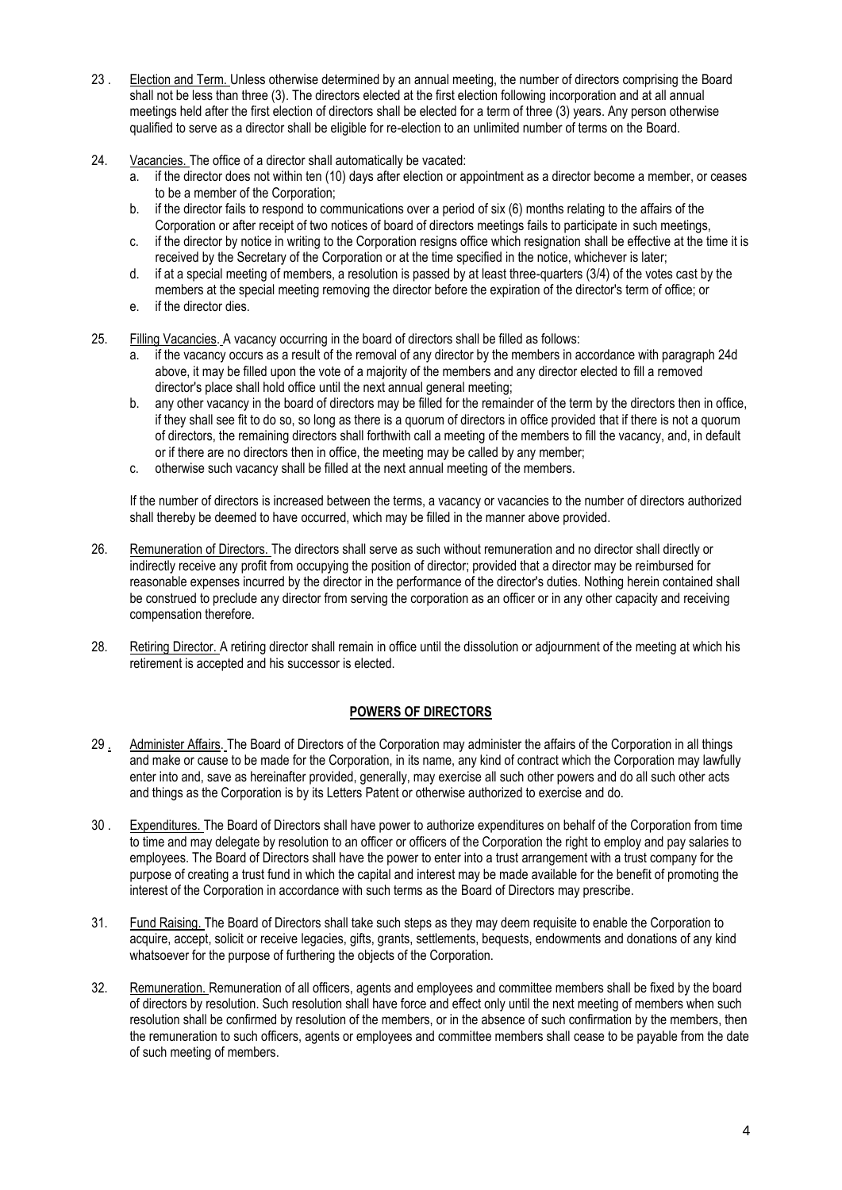23 . Election and Term. Unless otherwise determined by an annual meeting, the number of directors comprising the Board shall not be less than three (3). The directors elected at the first election following incorporation and at all annual meetings held after the first election of directors shall be elected for a term of three (3) years. Any person otherwise qualified to serve as a director shall be eligible for re-election to an unlimited number of terms on the Board.

24. Vacancies. The office of a director shall automatically be vacated:

   a. if the director does not within ten (10) days after election or appointment as a director become a member, or ceases to be a member of the Corporation;
   b. if the director fails to respond to communications over a period of six (6) months relating to the affairs of the Corporation or after receipt of two notices of board of directors meetings fails to participate in such meetings,
   c. if the director by notice in writing to the Corporation resigns office which resignation shall be effective at the time it is received by the Secretary of the Corporation or at the time specified in the notice, whichever is later;
   d. if at a special meeting of members, a resolution is passed by at least three-quarters (3/4) of the votes cast by the members at the special meeting removing the director before the expiration of the director's term of office; or
   e. if the director dies.

25. Filling Vacancies. A vacancy occurring in the board of directors shall be filled as follows:

   a. if the vacancy occurs as a result of the removal of any director by the members in accordance with paragraph 24d above, it may be filled upon the vote of a majority of the members and any director elected to fill a removed director's place shall hold office until the next annual general meeting;
   b. any other vacancy in the board of directors may be filled for the remainder of the term by the directors then in office, if they shall see fit to do so, so long as there is a quorum of directors in office provided that if there is not a quorum of directors, the remaining directors shall forthwith call a meeting of the members to fill the vacancy, and, in default or if there are no directors then in office, the meeting may be called by any member;
   c. otherwise such vacancy shall be filled at the next annual meeting of the members.

   If the number of directors is increased between the terms, a vacancy or vacancies to the number of directors authorized shall thereby be deemed to have occurred, which may be filled in the manner above provided.

26. Remuneration of Directors. The directors shall serve as such without remuneration and no director shall directly or indirectly receive any profit from occupying the position of director; provided that a director may be reimbursed for reasonable expenses incurred by the director in the performance of the director's duties. Nothing herein contained shall be construed to preclude any director from serving the corporation as an officer or in any other capacity and receiving compensation therefore.

28. Retiring Director. A retiring director shall remain in office until the dissolution or adjournment of the meeting at which his retirement is accepted and his successor is elected.

## POWERS OF DIRECTORS

29 . Administer Affairs. The Board of Directors of the Corporation may administer the affairs of the Corporation in all things and make or cause to be made for the Corporation, in its name, any kind of contract which the Corporation may lawfully enter into and, save as hereinafter provided, generally, may exercise all such other powers and do all such other acts and things as the Corporation is by its Letters Patent or otherwise authorized to exercise and do.

30 . Expenditures. The Board of Directors shall have power to authorize expenditures on behalf of the Corporation from time to time and may delegate by resolution to an officer or officers of the Corporation the right to employ and pay salaries to employees. The Board of Directors shall have the power to enter into a trust arrangement with a trust company for the purpose of creating a trust fund in which the capital and interest may be made available for the benefit of promoting the interest of the Corporation in accordance with such terms as the Board of Directors may prescribe.

31. Fund Raising. The Board of Directors shall take such steps as they may deem requisite to enable the Corporation to acquire, accept, solicit or receive legacies, gifts, grants, settlements, bequests, endowments and donations of any kind whatsoever for the purpose of furthering the objects of the Corporation.

32. Remuneration. Remuneration of all officers, agents and employees and committee members shall be fixed by the board of directors by resolution. Such resolution shall have force and effect only until the next meeting of members when such resolution shall be confirmed by resolution of the members, or in the absence of such confirmation by the members, then the remuneration to such officers, agents or employees and committee members shall cease to be payable from the date of such meeting of members.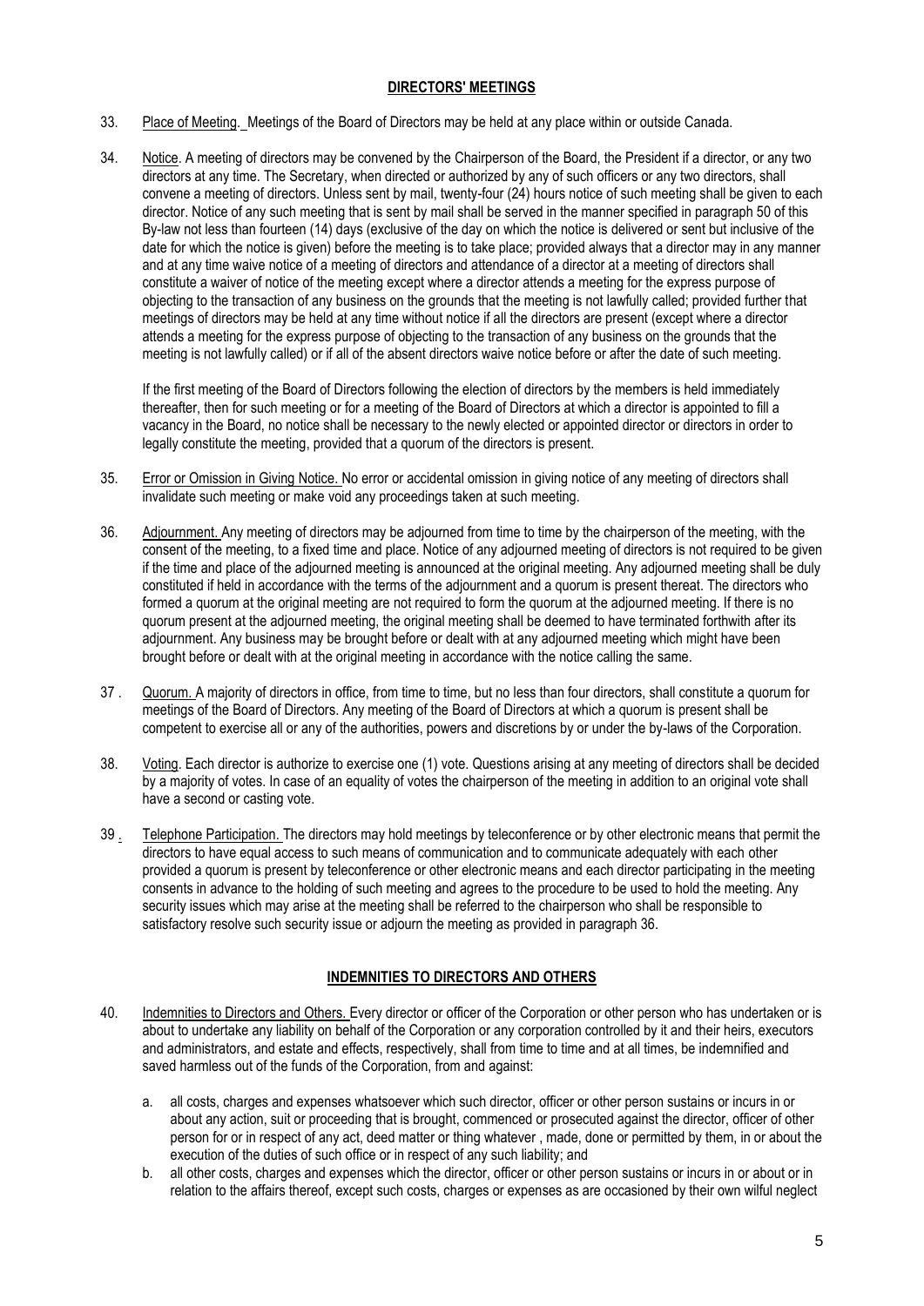## DIRECTORS' MEETINGS

33. Place of Meeting. Meetings of the Board of Directors may be held at any place within or outside Canada.

34. Notice. A meeting of directors may be convened by the Chairperson of the Board, the President if a director, or any two directors at any time. The Secretary, when directed or authorized by any of such officers or any two directors, shall convene a meeting of directors. Unless sent by mail, twenty-four (24) hours notice of such meeting shall be given to each director. Notice of any such meeting that is sent by mail shall be served in the manner specified in paragraph 50 of this By-law not less than fourteen (14) days (exclusive of the day on which the notice is delivered or sent but inclusive of the date for which the notice is given) before the meeting is to take place; provided always that a director may in any manner and at any time waive notice of a meeting of directors and attendance of a director at a meeting of directors shall constitute a waiver of notice of the meeting except where a director attends a meeting for the express purpose of objecting to the transaction of any business on the grounds that the meeting is not lawfully called; provided further that meetings of directors may be held at any time without notice if all the directors are present (except where a director attends a meeting for the express purpose of objecting to the transaction of any business on the grounds that the meeting is not lawfully called) or if all of the absent directors waive notice before or after the date of such meeting.

    If the first meeting of the Board of Directors following the election of directors by the members is held immediately thereafter, then for such meeting or for a meeting of the Board of Directors at which a director is appointed to fill a vacancy in the Board, no notice shall be necessary to the newly elected or appointed director or directors in order to legally constitute the meeting, provided that a quorum of the directors is present.

35. Error or Omission in Giving Notice. No error or accidental omission in giving notice of any meeting of directors shall invalidate such meeting or make void any proceedings taken at such meeting.

36. Adjournment. Any meeting of directors may be adjourned from time to time by the chairperson of the meeting, with the consent of the meeting, to a fixed time and place. Notice of any adjourned meeting of directors is not required to be given if the time and place of the adjourned meeting is announced at the original meeting. Any adjourned meeting shall be duly constituted if held in accordance with the terms of the adjournment and a quorum is present thereat. The directors who formed a quorum at the original meeting are not required to form the quorum at the adjourned meeting. If there is no quorum present at the adjourned meeting, the original meeting shall be deemed to have terminated forthwith after its adjournment. Any business may be brought before or dealt with at any adjourned meeting which might have been brought before or dealt with at the original meeting in accordance with the notice calling the same.

37. Quorum. A majority of directors in office, from time to time, but no less than four directors, shall constitute a quorum for meetings of the Board of Directors. Any meeting of the Board of Directors at which a quorum is present shall be competent to exercise all or any of the authorities, powers and discretions by or under the by-laws of the Corporation.

38. Voting. Each director is authorize to exercise one (1) vote. Questions arising at any meeting of directors shall be decided by a majority of votes. In case of an equality of votes the chairperson of the meeting in addition to an original vote shall have a second or casting vote.

39. Telephone Participation. The directors may hold meetings by teleconference or by other electronic means that permit the directors to have equal access to such means of communication and to communicate adequately with each other provided a quorum is present by teleconference or other electronic means and each director participating in the meeting consents in advance to the holding of such meeting and agrees to the procedure to be used to hold the meeting. Any security issues which may arise at the meeting shall be referred to the chairperson who shall be responsible to satisfactory resolve such security issue or adjourn the meeting as provided in paragraph 36.

## INDEMNITIES TO DIRECTORS AND OTHERS

40. Indemnities to Directors and Others. Every director or officer of the Corporation or other person who has undertaken or is about to undertake any liability on behalf of the Corporation or any corporation controlled by it and their heirs, executors and administrators, and estate and effects, respectively, shall from time to time and at all times, be indemnified and saved harmless out of the funds of the Corporation, from and against:

    a. all costs, charges and expenses whatsoever which such director, officer or other person sustains or incurs in or about any action, suit or proceeding that is brought, commenced or prosecuted against the director, officer of other person for or in respect of any act, deed matter or thing whatever , made, done or permitted by them, in or about the execution of the duties of such office or in respect of any such liability; and
    b. all other costs, charges and expenses which the director, officer or other person sustains or incurs in or about or in relation to the affairs thereof, except such costs, charges or expenses as are occasioned by their own wilful neglect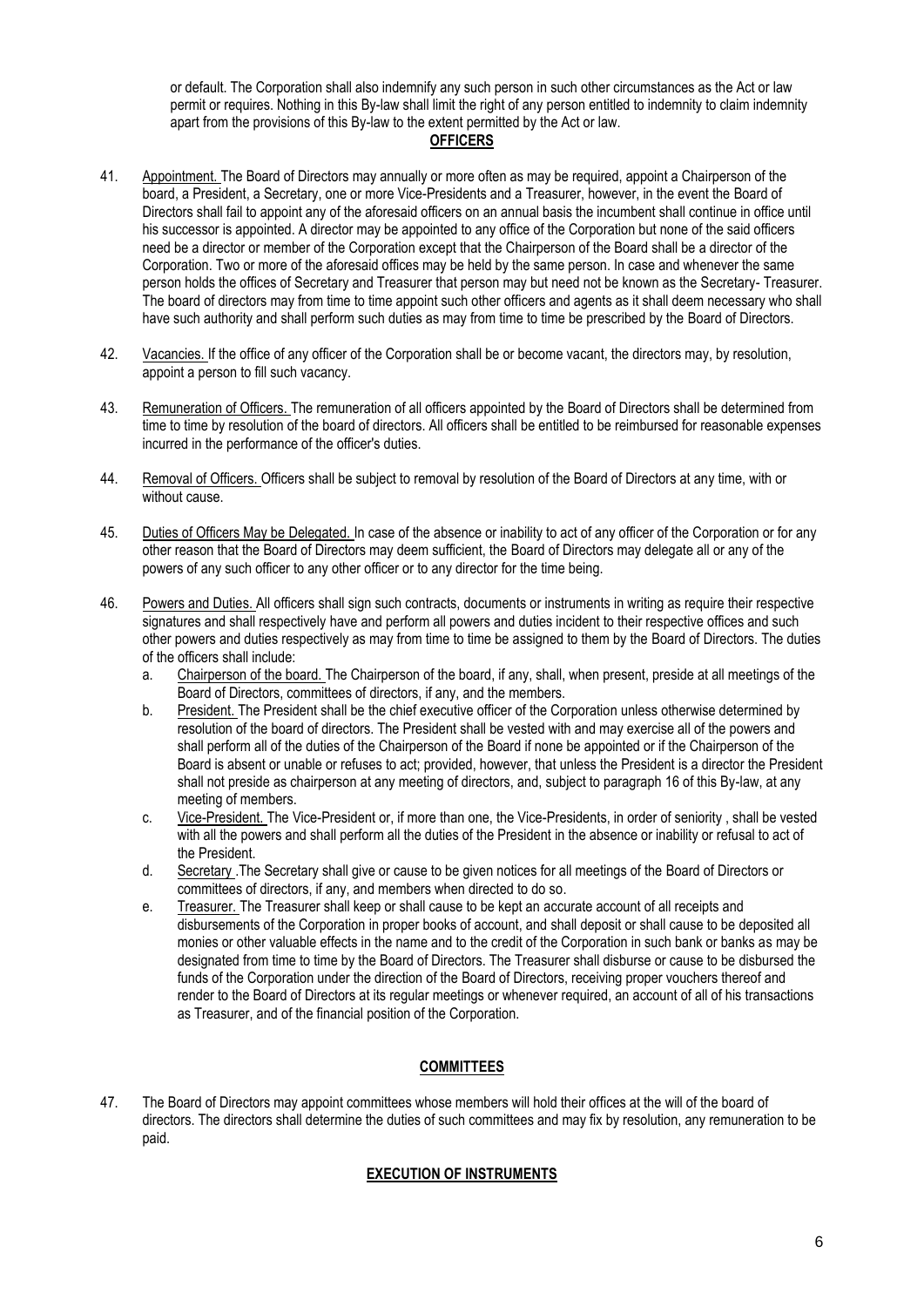or default. The Corporation shall also indemnify any such person in such other circumstances as the Act or law permit or requires. Nothing in this By-law shall limit the right of any person entitled to indemnity to claim indemnity apart from the provisions of this By-law to the extent permitted by the Act or law.

## OFFICERS

41. Appointment. The Board of Directors may annually or more often as may be required, appoint a Chairperson of the board, a President, a Secretary, one or more Vice-Presidents and a Treasurer, however, in the event the Board of Directors shall fail to appoint any of the aforesaid officers on an annual basis the incumbent shall continue in office until his successor is appointed. A director may be appointed to any office of the Corporation but none of the said officers need be a director or member of the Corporation except that the Chairperson of the Board shall be a director of the Corporation. Two or more of the aforesaid offices may be held by the same person. In case and whenever the same person holds the offices of Secretary and Treasurer that person may but need not be known as the Secretary- Treasurer. The board of directors may from time to time appoint such other officers and agents as it shall deem necessary who shall have such authority and shall perform such duties as may from time to time be prescribed by the Board of Directors.

42. Vacancies. If the office of any officer of the Corporation shall be or become vacant, the directors may, by resolution, appoint a person to fill such vacancy.

43. Remuneration of Officers. The remuneration of all officers appointed by the Board of Directors shall be determined from time to time by resolution of the board of directors. All officers shall be entitled to be reimbursed for reasonable expenses incurred in the performance of the officer's duties.

44. Removal of Officers. Officers shall be subject to removal by resolution of the Board of Directors at any time, with or without cause.

45. Duties of Officers May be Delegated. In case of the absence or inability to act of any officer of the Corporation or for any other reason that the Board of Directors may deem sufficient, the Board of Directors may delegate all or any of the powers of any such officer to any other officer or to any director for the time being.

46. Powers and Duties. All officers shall sign such contracts, documents or instruments in writing as require their respective signatures and shall respectively have and perform all powers and duties incident to their respective offices and such other powers and duties respectively as may from time to time be assigned to them by the Board of Directors. The duties of the officers shall include:
    a. Chairperson of the board. The Chairperson of the board, if any, shall, when present, preside at all meetings of the Board of Directors, committees of directors, if any, and the members.
    b. President. The President shall be the chief executive officer of the Corporation unless otherwise determined by resolution of the board of directors. The President shall be vested with and may exercise all of the powers and shall perform all of the duties of the Chairperson of the Board if none be appointed or if the Chairperson of the Board is absent or unable or refuses to act; provided, however, that unless the President is a director the President shall not preside as chairperson at any meeting of directors, and, subject to paragraph 16 of this By-law, at any meeting of members.
    c. Vice-President. The Vice-President or, if more than one, the Vice-Presidents, in order of seniority , shall be vested with all the powers and shall perform all the duties of the President in the absence or inability or refusal to act of the President.
    d. Secretary .The Secretary shall give or cause to be given notices for all meetings of the Board of Directors or committees of directors, if any, and members when directed to do so.
    e. Treasurer. The Treasurer shall keep or shall cause to be kept an accurate account of all receipts and disbursements of the Corporation in proper books of account, and shall deposit or shall cause to be deposited all monies or other valuable effects in the name and to the credit of the Corporation in such bank or banks as may be designated from time to time by the Board of Directors. The Treasurer shall disburse or cause to be disbursed the funds of the Corporation under the direction of the Board of Directors, receiving proper vouchers thereof and render to the Board of Directors at its regular meetings or whenever required, an account of all of his transactions as Treasurer, and of the financial position of the Corporation.

## COMMITTEES

47. The Board of Directors may appoint committees whose members will hold their offices at the will of the board of directors. The directors shall determine the duties of such committees and may fix by resolution, any remuneration to be paid.

## EXECUTION OF INSTRUMENTS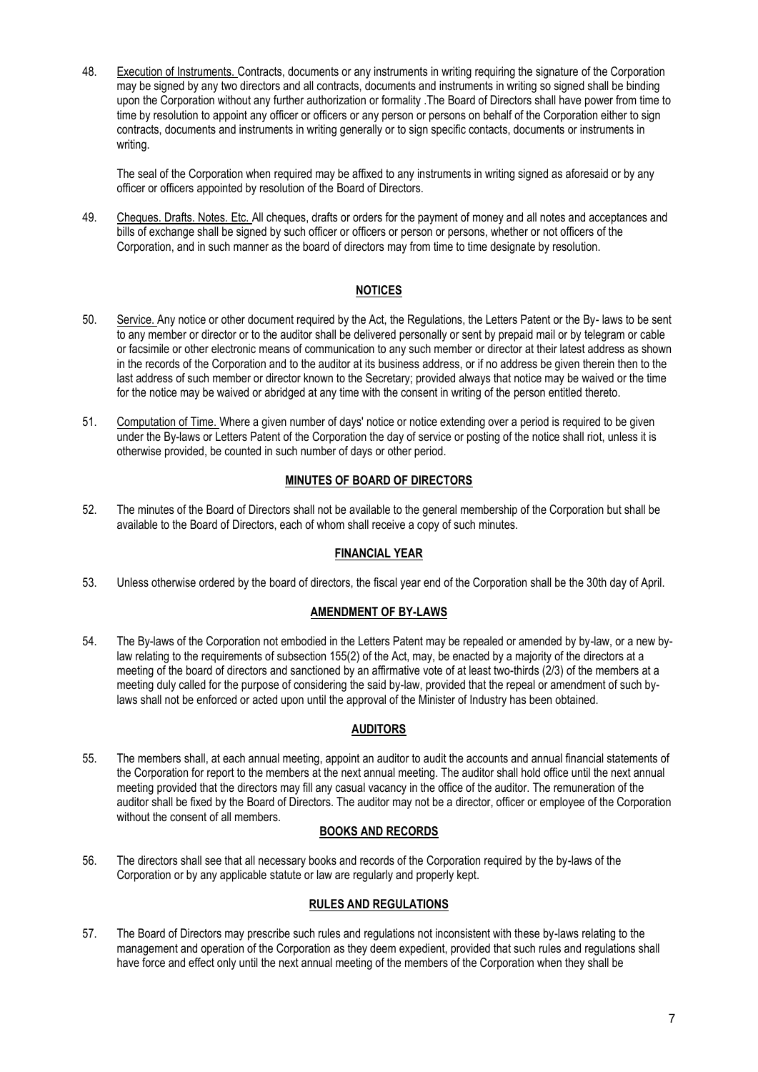48. Execution of Instruments. Contracts, documents or any instruments in writing requiring the signature of the Corporation may be signed by any two directors and all contracts, documents and instruments in writing so signed shall be binding upon the Corporation without any further authorization or formality .The Board of Directors shall have power from time to time by resolution to appoint any officer or officers or any person or persons on behalf of the Corporation either to sign contracts, documents and instruments in writing generally or to sign specific contacts, documents or instruments in writing.

    The seal of the Corporation when required may be affixed to any instruments in writing signed as aforesaid or by any officer or officers appointed by resolution of the Board of Directors.

49. Cheques. Drafts. Notes. Etc. All cheques, drafts or orders for the payment of money and all notes and acceptances and bills of exchange shall be signed by such officer or officers or person or persons, whether or not officers of the Corporation, and in such manner as the board of directors may from time to time designate by resolution.

## NOTICES

50. Service. Any notice or other document required by the Act, the Regulations, the Letters Patent or the By- laws to be sent to any member or director or to the auditor shall be delivered personally or sent by prepaid mail or by telegram or cable or facsimile or other electronic means of communication to any such member or director at their latest address as shown in the records of the Corporation and to the auditor at its business address, or if no address be given therein then to the last address of such member or director known to the Secretary; provided always that notice may be waived or the time for the notice may be waived or abridged at any time with the consent in writing of the person entitled thereto.

51. Computation of Time. Where a given number of days' notice or notice extending over a period is required to be given under the By-laws or Letters Patent of the Corporation the day of service or posting of the notice shall riot, unless it is otherwise provided, be counted in such number of days or other period.

## MINUTES OF BOARD OF DIRECTORS

52. The minutes of the Board of Directors shall not be available to the general membership of the Corporation but shall be available to the Board of Directors, each of whom shall receive a copy of such minutes.

## FINANCIAL YEAR

53. Unless otherwise ordered by the board of directors, the fiscal year end of the Corporation shall be the 30th day of April.

## AMENDMENT OF BY-LAWS

54. The By-laws of the Corporation not embodied in the Letters Patent may be repealed or amended by by-law, or a new by-law relating to the requirements of subsection 155(2) of the Act, may, be enacted by a majority of the directors at a meeting of the board of directors and sanctioned by an affirmative vote of at least two-thirds (2/3) of the members at a meeting duly called for the purpose of considering the said by-law, provided that the repeal or amendment of such by-laws shall not be enforced or acted upon until the approval of the Minister of Industry has been obtained.

## AUDITORS

55. The members shall, at each annual meeting, appoint an auditor to audit the accounts and annual financial statements of the Corporation for report to the members at the next annual meeting. The auditor shall hold office until the next annual meeting provided that the directors may fill any casual vacancy in the office of the auditor. The remuneration of the auditor shall be fixed by the Board of Directors. The auditor may not be a director, officer or employee of the Corporation without the consent of all members.

## BOOKS AND RECORDS

56. The directors shall see that all necessary books and records of the Corporation required by the by-laws of the Corporation or by any applicable statute or law are regularly and properly kept.

## RULES AND REGULATIONS

57. The Board of Directors may prescribe such rules and regulations not inconsistent with these by-laws relating to the management and operation of the Corporation as they deem expedient, provided that such rules and regulations shall have force and effect only until the next annual meeting of the members of the Corporation when they shall be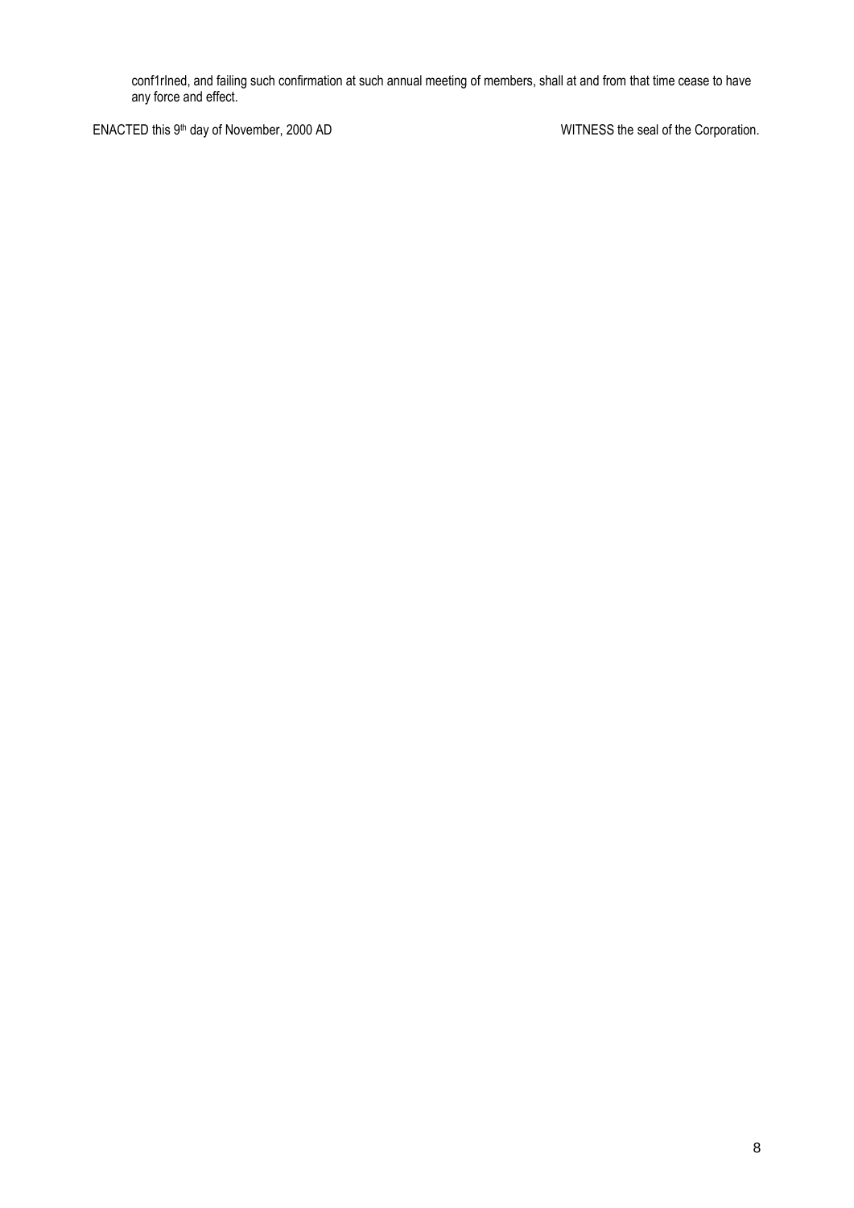conf1rlned, and failing such confirmation at such annual meeting of members, shall at and from that time cease to have any force and effect.

ENACTED this 9th day of November, 2000 AD

WITNESS the seal of the Corporation.